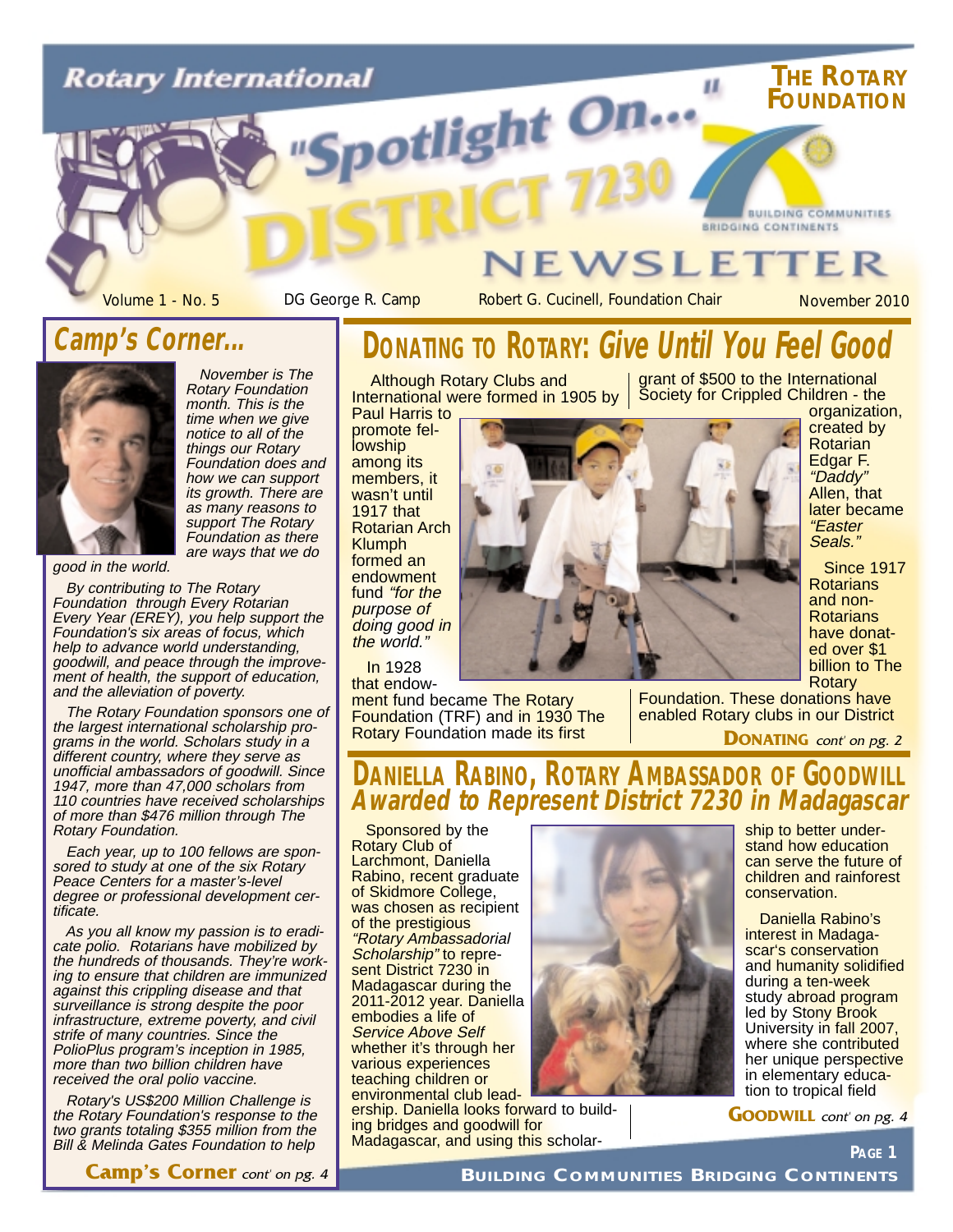# Rotary International "Spotlight On..." District 7230 Newsletter

THE ROTARY FOUNDATION — BUILDING COMMUNITIES BRIDGING CONTINENTS

Volume 1 - No. 5 | DG George R. Camp | Robert G. Cucinell, Foundation Chair | November 2010

## Camp's Corner...

*November is The Rotary Foundation month. This is the time when we give notice to all of the things our Rotary Foundation does and how we can support its growth. There are as many reasons to support The Rotary Foundation as there are ways that we do good in the world.*

*By contributing to The Rotary Foundation through Every Rotarian Every Year (EREY), you help support the Foundation's six areas of focus, which help to advance world understanding, goodwill, and peace through the improvement of health, the support of education, and the alleviation of poverty.*

*The Rotary Foundation sponsors one of the largest international scholarship programs in the world. Scholars study in a different country, where they serve as unofficial ambassadors of goodwill. Since 1947, more than 47,000 scholars from 110 countries have received scholarships of more than $476 million through The Rotary Foundation.*

*Each year, up to 100 fellows are sponsored to study at one of the six Rotary Peace Centers for a master's-level degree or professional development certificate.*

*As you all know my passion is to eradicate polio. Rotarians have mobilized by the hundreds of thousands. They're working to ensure that children are immunized against this crippling disease and that surveillance is strong despite the poor infrastructure, extreme poverty, and civil strife of many countries. Since the PolioPlus program's inception in 1985, more than two billion children have received the oral polio vaccine.*

*Rotary's US$200 Million Challenge is the Rotary Foundation's response to the two grants totaling $355 million from the Bill & Melinda Gates Foundation to help*

**Camp's Corner** *cont' on pg. 4*

## DONATING TO ROTARY: *Give Until You Feel Good*

Although Rotary Clubs and International were formed in 1905 by Paul Harris to promote fellowship among its members, it wasn't until 1917 that Rotarian Arch Klumph formed an endowment fund *"for the purpose of doing good in the world."*

In 1928 that endowment fund became The Rotary Foundation (TRF) and in 1930 The Rotary Foundation made its first grant of $500 to the International Society for Crippled Children - the organization, created by Rotarian Edgar F. *"Daddy"* Allen, that later became *"Easter Seals."*

Since 1917 Rotarians and non-Rotarians have donated over $1 billion to The Rotary Foundation. These donations have enabled Rotary clubs in our District

**DONATING** *cont' on pg. 2*

## DANIELLA RABINO, ROTARY AMBASSADOR OF GOODWILL *Awarded to Represent District 7230 in Madagascar*

Sponsored by the Rotary Club of Larchmont, Daniella Rabino, recent graduate of Skidmore College, was chosen as recipient of the prestigious *"Rotary Ambassadorial Scholarship"* to represent District 7230 in Madagascar during the 2011-2012 year. Daniella embodies a life of *Service Above Self* whether it's through her various experiences teaching children or environmental club leadership. Daniella looks forward to building bridges and goodwill for Madagascar, and using this scholarship to better understand how education can serve the future of children and rainforest conservation.

Daniella Rabino's interest in Madagascar's conservation and humanity solidified during a ten-week study abroad program led by Stony Brook University in fall 2007, where she contributed her unique perspective in elementary education to tropical field

**GOODWILL** *cont' on pg. 4*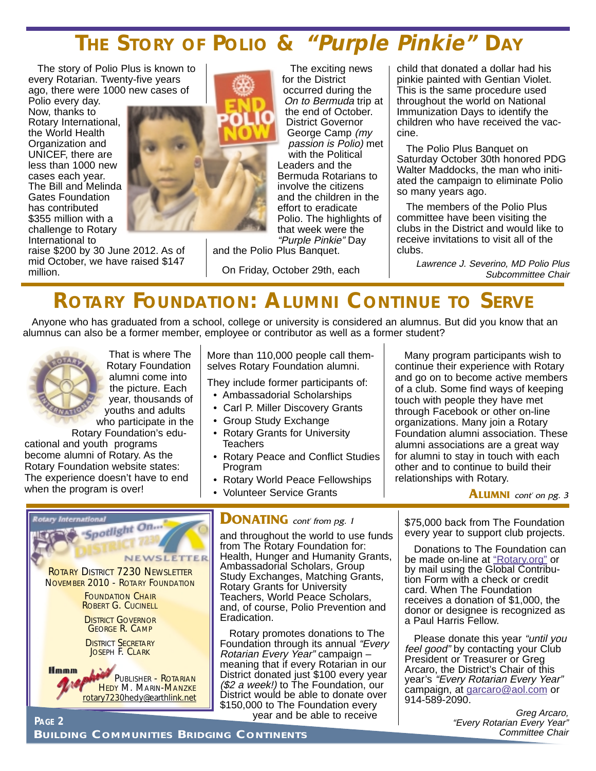# THE STORY OF POLIO & *"Purple Pinkie"* DAY

The story of Polio Plus is known to every Rotarian. Twenty-five years ago, there were 1000 new cases of Polio every day. Now, thanks to Rotary International, the World Health Organization and UNICEF, there are less than 1000 new cases each year. The Bill and Melinda Gates Foundation has contributed $355 million with a challenge to Rotary International to raise $200 by 30 June 2012. As of mid October, we have raised $147 million.

The exciting news for the District occurred during the *On to Bermuda* trip at the end of October. District Governor George Camp *(my passion is Polio)* met with the Political Leaders and the Bermuda Rotarians to involve the citizens and the children in the effort to eradicate Polio. The highlights of that week were the *"Purple Pinkie"* Day and the Polio Plus Banquet.

On Friday, October 29th, each child that donated a dollar had his pinkie painted with Gentian Violet. This is the same procedure used throughout the world on National Immunization Days to identify the children who have received the vaccine.

The Polio Plus Banquet on Saturday October 30th honored PDG Walter Maddocks, the man who initiated the campaign to eliminate Polio so many years ago.

The members of the Polio Plus committee have been visiting the clubs in the District and would like to receive invitations to visit all of the clubs.

*Lawrence J. Severino, MD Polio Plus Subcommittee Chair*

# ROTARY FOUNDATION: ALUMNI CONTINUE TO SERVE

Anyone who has graduated from a school, college or university is considered an alumnus. But did you know that an alumnus can also be a former member, employee or contributor as well as a former student?

That is where The Rotary Foundation alumni come into the picture. Each year, thousands of youths and adults who participate in the Rotary Foundation's educational and youth programs become alumni of Rotary. As the Rotary Foundation website states: The experience doesn't have to end when the program is over!

More than 110,000 people call themselves Rotary Foundation alumni.

They include former participants of:

- Ambassadorial Scholarships
- Carl P. Miller Discovery Grants
- Group Study Exchange
- Rotary Grants for University Teachers
- Rotary Peace and Conflict Studies Program
- Rotary World Peace Fellowships
- Volunteer Service Grants

Many program participants wish to continue their experience with Rotary and go on to become active members of a club. Some find ways of keeping touch with people they have met through Facebook or other on-line organizations. Many join a Rotary Foundation alumni association. These alumni associations are a great way for alumni to stay in touch with each other and to continue to build their relationships with Rotary.

**ALUMNI** *cont' on pg. 3*

Rotary International "Spotlight On... District 7230" NEWSLETTER

ROTARY DISTRICT 7230 NEWSLETTER
NOVEMBER 2010 - ROTARY FOUNDATION

FOUNDATION CHAIR
ROBERT G. CUCINELL

DISTRICT GOVERNOR
GEORGE R. CAMP

DISTRICT SECRETARY
JOSEPH F. CLARK

Hmmm Graphics PUBLISHER - ROTARIAN
HEDY M. MARIN-MANZKE
rotary7230hedy@earthlink.net

## DONATING *cont' from pg. 1*

and throughout the world to use funds from The Rotary Foundation for: Health, Hunger and Humanity Grants, Ambassadorial Scholars, Group Study Exchanges, Matching Grants, Rotary Grants for University Teachers, World Peace Scholars, and, of course, Polio Prevention and Eradication.

Rotary promotes donations to The Foundation through its annual *"Every Rotarian Every Year"* campaign – meaning that if every Rotarian in our District donated just $100 every year *($2 a week!)* to The Foundation, our District would be able to donate over $150,000 to The Foundation every year and be able to receive $75,000 back from The Foundation every year to support club projects.

Donations to The Foundation can be made on-line at "Rotary.org" or by mail using the Global Contribution Form with a check or credit card. When The Foundation receives a donation of $1,000, the donor or designee is recognized as a Paul Harris Fellow.

Please donate this year *"until you feel good"* by contacting your Club President or Treasurer or Greg Arcaro, the District's Chair of this year's *"Every Rotarian Every Year"* campaign, at garcaro@aol.com or 914-589-2090.

*Greg Arcaro, "Every Rotarian Every Year" Committee Chair*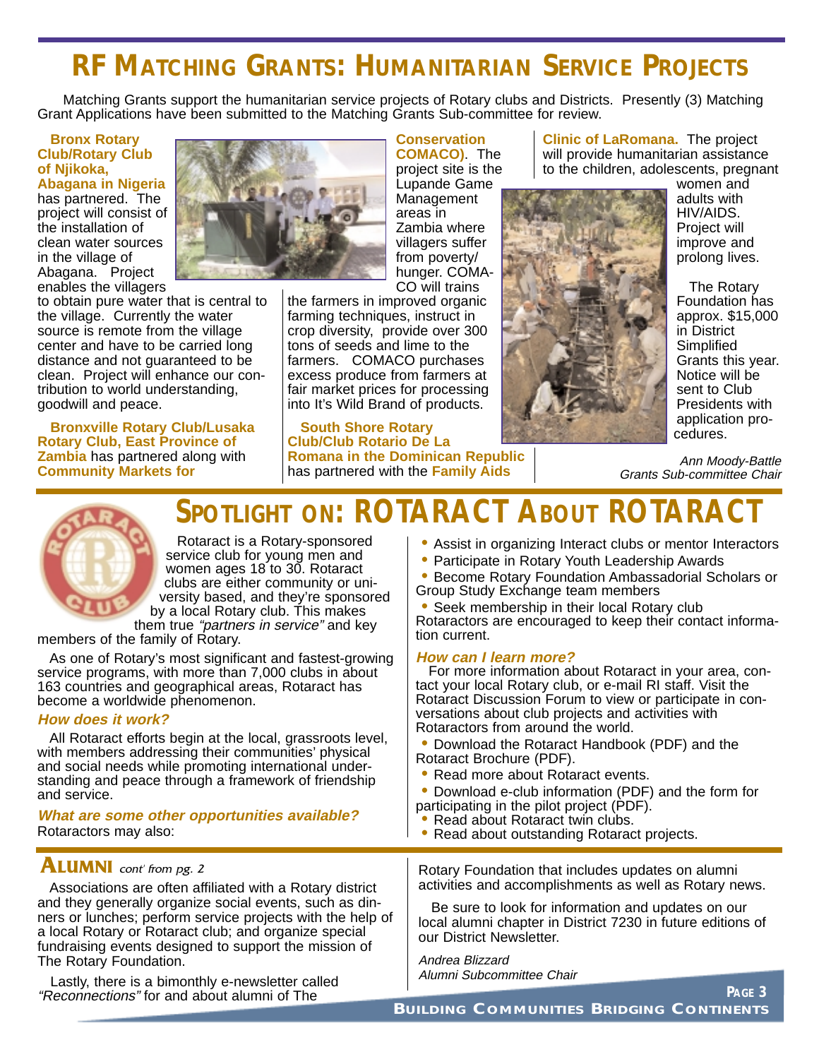# RF MATCHING GRANTS: HUMANITARIAN SERVICE PROJECTS

Matching Grants support the humanitarian service projects of Rotary clubs and Districts. Presently (3) Matching Grant Applications have been submitted to the Matching Grants Sub-committee for review.

**Bronx Rotary Club/Rotary Club of Njikoka, Abagana in Nigeria** has partnered. The project will consist of the installation of clean water sources in the village of Abagana. Project enables the villagers to obtain pure water that is central to the village. Currently the water source is remote from the village center and have to be carried long distance and not guaranteed to be clean. Project will enhance our contribution to world understanding, goodwill and peace.

**Bronxville Rotary Club/Lusaka Rotary Club, East Province of Zambia** has partnered along with **Community Markets for Conservation COMACO)**. The project site is the Lupande Game Management areas in Zambia where villagers suffer from poverty/ hunger. COMACO will trains the farmers in improved organic farming techniques, instruct in crop diversity, provide over 300 tons of seeds and lime to the farmers. COMACO purchases excess produce from farmers at fair market prices for processing into It's Wild Brand of products.

**South Shore Rotary Club/Club Rotario De La Romana in the Dominican Republic** has partnered with the **Family Aids Clinic of LaRomana.** The project will provide humanitarian assistance to the children, adolescents, pregnant women and adults with HIV/AIDS. Project will improve and prolong lives.

The Rotary Foundation has approx. $15,000 in District Simplified Grants this year. Notice will be sent to Club Presidents with application procedures.

*Ann Moody-Battle*
*Grants Sub-committee Chair*

# SPOTLIGHT ON: ROTARACT ABOUT ROTARACT

Rotaract is a Rotary-sponsored service club for young men and women ages 18 to 30. Rotaract clubs are either community or university based, and they're sponsored by a local Rotary club. This makes them true *"partners in service"* and key members of the family of Rotary.

As one of Rotary's most significant and fastest-growing service programs, with more than 7,000 clubs in about 163 countries and geographical areas, Rotaract has become a worldwide phenomenon.

### How does it work?

All Rotaract efforts begin at the local, grassroots level, with members addressing their communities' physical and social needs while promoting international understanding and peace through a framework of friendship and service.

### What are some other opportunities available?

Rotaractors may also:

- Assist in organizing Interact clubs or mentor Interactors
- Participate in Rotary Youth Leadership Awards
- Become Rotary Foundation Ambassadorial Scholars or Group Study Exchange team members
- Seek membership in their local Rotary club

Rotaractors are encouraged to keep their contact information current.

### How can I learn more?

For more information about Rotaract in your area, contact your local Rotary club, or e-mail RI staff. Visit the Rotaract Discussion Forum to view or participate in conversations about club projects and activities with Rotaractors from around the world.

- Download the Rotaract Handbook (PDF) and the Rotaract Brochure (PDF).
- Read more about Rotaract events.
- Download e-club information (PDF) and the form for participating in the pilot project (PDF).
- Read about Rotaract twin clubs.
- Read about outstanding Rotaract projects.

## ALUMNI *cont' from pg. 2*

Associations are often affiliated with a Rotary district and they generally organize social events, such as dinners or lunches; perform service projects with the help of a local Rotary or Rotaract club; and organize special fundraising events designed to support the mission of The Rotary Foundation.

Lastly, there is a bimonthly e-newsletter called *"Reconnections"* for and about alumni of The Rotary Foundation that includes updates on alumni activities and accomplishments as well as Rotary news.

Be sure to look for information and updates on our local alumni chapter in District 7230 in future editions of our District Newsletter.

*Andrea Blizzard*
*Alumni Subcommittee Chair*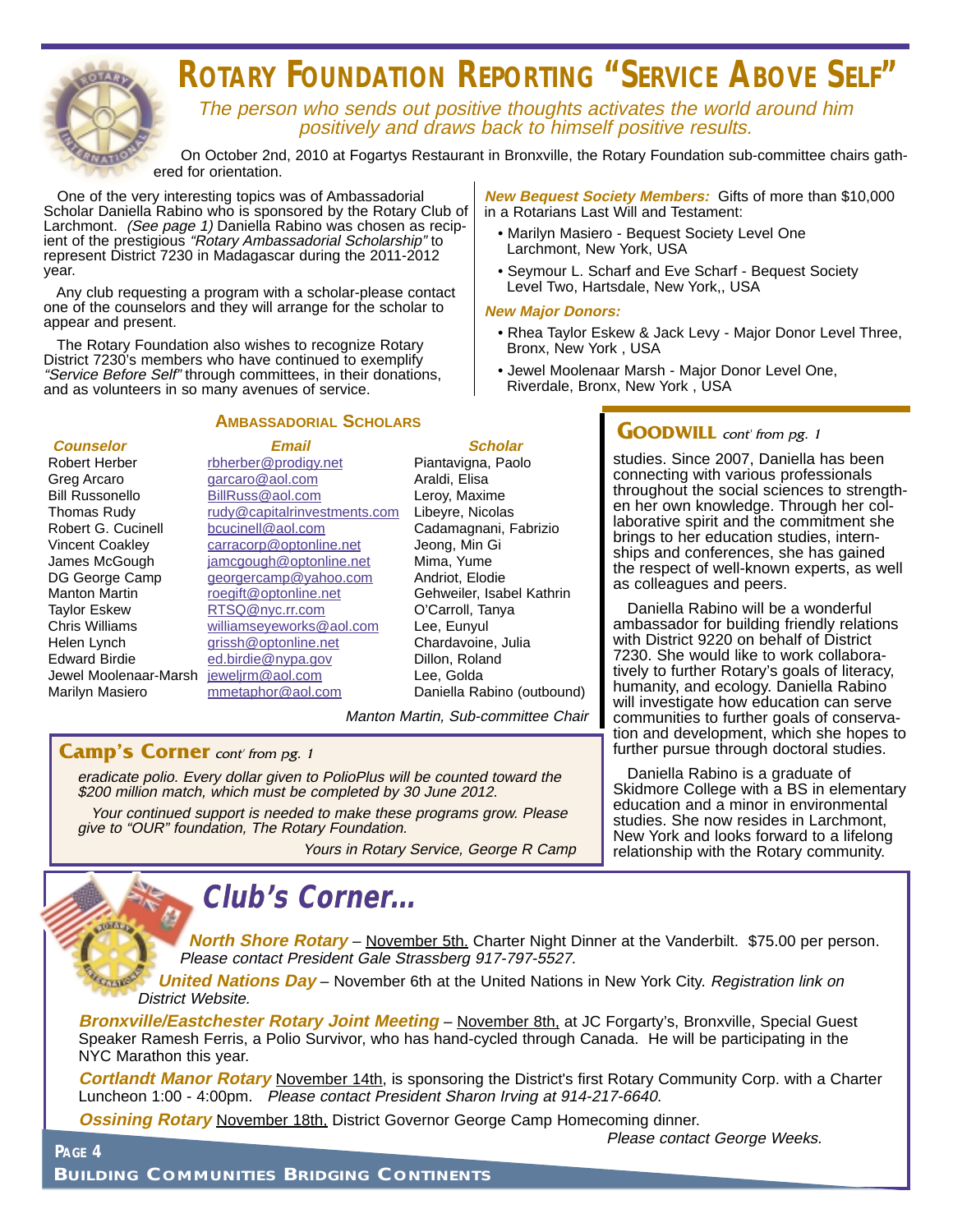// ROTARY FOUNDATION REPORTING "SERVICE ABOVE SELF"

*The person who sends out positive thoughts activates the world around him positively and draws back to himself positive results.*

On October 2nd, 2010 at Fogartys Restaurant in Bronxville, the Rotary Foundation sub-committee chairs gathered for orientation.

One of the very interesting topics was of Ambassadorial Scholar Daniella Rabino who is sponsored by the Rotary Club of Larchmont. *(See page 1)* Daniella Rabino was chosen as recipient of the prestigious *"Rotary Ambassadorial Scholarship"* to represent District 7230 in Madagascar during the 2011-2012 year.

Any club requesting a program with a scholar-please contact one of the counselors and they will arrange for the scholar to appear and present.

The Rotary Foundation also wishes to recognize Rotary District 7230's members who have continued to exemplify *"Service Before Self"* through committees, in their donations, and as volunteers in so many avenues of service.

***New Bequest Society Members:*** Gifts of more than $10,000 in a Rotarians Last Will and Testament:

- Marilyn Masiero - Bequest Society Level One Larchmont, New York, USA
- Seymour L. Scharf and Eve Scharf - Bequest Society Level Two, Hartsdale, New York,, USA

***New Major Donors:***

- Rhea Taylor Eskew & Jack Levy - Major Donor Level Three, Bronx, New York , USA
- Jewel Moolenaar Marsh - Major Donor Level One, Riverdale, Bronx, New York , USA

## AMBASSADORIAL SCHOLARS

| Counselor | Email | Scholar |
|---|---|---|
| Robert Herber | rbherber@prodigy.net | Piantavigna, Paolo |
| Greg Arcaro | garcaro@aol.com | Araldi, Elisa |
| Bill Russonello | BillRuss@aol.com | Leroy, Maxime |
| Thomas Rudy | rudy@capitalrinvestments.com | Libeyre, Nicolas |
| Robert G. Cucinell | bcucinell@aol.com | Cadamagnani, Fabrizio |
| Vincent Coakley | carracorp@optonline.net | Jeong, Min Gi |
| James McGough | jamcgough@optonline.net | Mima, Yume |
| DG George Camp | georgercamp@yahoo.com | Andriot, Elodie |
| Manton Martin | roegift@optonline.net | Gehweiler, Isabel Kathrin |
| Taylor Eskew | RTSQ@nyc.rr.com | O'Carroll, Tanya |
| Chris Williams | williamseyeworks@aol.com | Lee, Eunyul |
| Helen Lynch | grissh@optonline.net | Chardavoine, Julia |
| Edward Birdie | ed.birdie@nypa.gov | Dillon, Roland |
| Jewel Moolenaar-Marsh | jeweljrm@aol.com | Lee, Golda |
| Marilyn Masiero | mmetaphor@aol.com | Daniella Rabino (outbound) |

*Manton Martin, Sub-committee Chair*

## Camp's Corner *cont' from pg. 1*

*eradicate polio. Every dollar given to PolioPlus will be counted toward the $200 million match, which must be completed by 30 June 2012.*

*Your continued support is needed to make these programs grow. Please give to "OUR" foundation, The Rotary Foundation.*

*Yours in Rotary Service, George R Camp*

## GOODWILL *cont' from pg. 1*

studies. Since 2007, Daniella has been connecting with various professionals throughout the social sciences to strengthen her own knowledge. Through her collaborative spirit and the commitment she brings to her education studies, internships and conferences, she has gained the respect of well-known experts, as well as colleagues and peers.

Daniella Rabino will be a wonderful ambassador for building friendly relations with District 9220 on behalf of District 7230. She would like to work collaboratively to further Rotary's goals of literacy, humanity, and ecology. Daniella Rabino will investigate how education can serve communities to further goals of conservation and development, which she hopes to further pursue through doctoral studies.

Daniella Rabino is a graduate of Skidmore College with a BS in elementary education and a minor in environmental studies. She now resides in Larchmont, New York and looks forward to a lifelong relationship with the Rotary community.

## Club's Corner...

***North Shore Rotary*** – November 5th. Charter Night Dinner at the Vanderbilt. $75.00 per person. *Please contact President Gale Strassberg 917-797-5527.*

***United Nations Day*** – November 6th at the United Nations in New York City. *Registration link on District Website.*

***Bronxville/Eastchester Rotary Joint Meeting*** – November 8th, at JC Forgarty's, Bronxville, Special Guest Speaker Ramesh Ferris, a Polio Survivor, who has hand-cycled through Canada. He will be participating in the NYC Marathon this year.

***Cortlandt Manor Rotary*** November 14th, is sponsoring the District's first Rotary Community Corp. with a Charter Luncheon 1:00 - 4:00pm. *Please contact President Sharon Irving at 914-217-6640.*

***Ossining Rotary*** November 18th, District Governor George Camp Homecoming dinner. *Please contact George Weeks.*